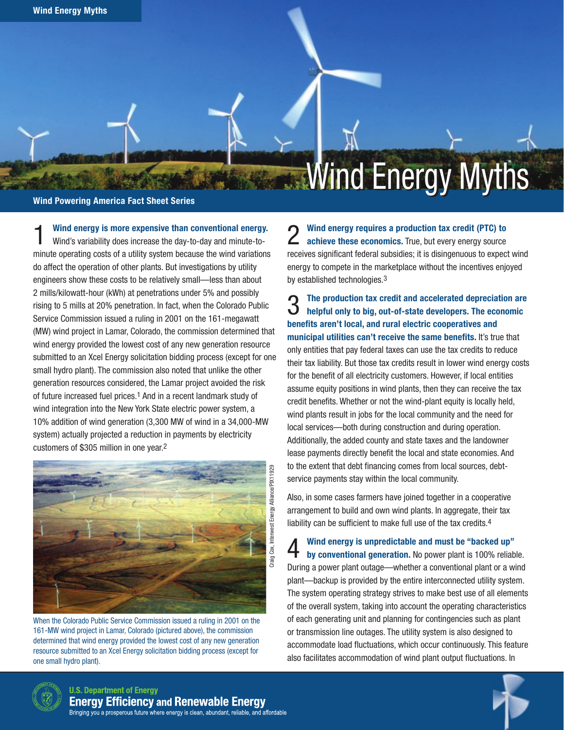# Wind Energy Myths

**Wind Powering America Fact Sheet Series**

**1 Wind energy is more expensive than conventional energy.** Wind's variability does increase the day-to-day and minute-to-minute operating costs of a utility system because the wind variations do affect the operation of other plants. But investigations by utility engineers show these costs to be relatively small—less than about 2 mills/kilowatt-hour (kWh) at penetrations under 5% and possibly rising to 5 mills at 20% penetration. In fact, when the Colorado Public Service Commission issued a ruling in 2001 on the 161-megawatt (MW) wind project in Lamar, Colorado, the commission determined that wind energy provided the lowest cost of any new generation resource submitted to an Xcel Energy solicitation bidding process (except for one small hydro plant). The commission also noted that unlike the other generation resources considered, the Lamar project avoided the risk of future increased fuel prices.[1] And in a recent landmark study of wind integration into the New York State electric power system, a 10% addition of wind generation (3,300 MW of wind in a 34,000-MW system) actually projected a reduction in payments by electricity customers of $305 million in one year.[2]

Craig Cox, Interwest Energy Alliance/PIX11929

When the Colorado Public Service Commission issued a ruling in 2001 on the 161-MW wind project in Lamar, Colorado (pictured above), the commission determined that wind energy provided the lowest cost of any new generation resource submitted to an Xcel Energy solicitation bidding process (except for one small hydro plant).

**2 Wind energy requires a production tax credit (PTC) to achieve these economics.** True, but every energy source receives significant federal subsidies; it is disingenuous to expect wind energy to compete in the marketplace without the incentives enjoyed by established technologies.[3]

**3 The production tax credit and accelerated depreciation are helpful only to big, out-of-state developers. The economic benefits aren't local, and rural electric cooperatives and municipal utilities can't receive the same benefits.** It's true that only entities that pay federal taxes can use the tax credits to reduce their tax liability. But those tax credits result in lower wind energy costs for the benefit of all electricity customers. However, if local entities assume equity positions in wind plants, then they can receive the tax credit benefits. Whether or not the wind-plant equity is locally held, wind plants result in jobs for the local community and the need for local services—both during construction and during operation. Additionally, the added county and state taxes and the landowner lease payments directly benefit the local and state economies. And to the extent that debt financing comes from local sources, debt-service payments stay within the local community.

Also, in some cases farmers have joined together in a cooperative arrangement to build and own wind plants. In aggregate, their tax liability can be sufficient to make full use of the tax credits.[4]

**4 Wind energy is unpredictable and must be "backed up" by conventional generation.** No power plant is 100% reliable. During a power plant outage—whether a conventional plant or a wind plant—backup is provided by the entire interconnected utility system. The system operating strategy strives to make best use of all elements of the overall system, taking into account the operating characteristics of each generating unit and planning for contingencies such as plant or transmission line outages. The utility system is also designed to accommodate load fluctuations, which occur continuously. This feature also facilitates accommodation of wind plant output fluctuations. In

**U.S. Department of Energy**
**Energy Efficiency and Renewable Energy**
Bringing you a prosperous future where energy is clean, abundant, reliable, and affordable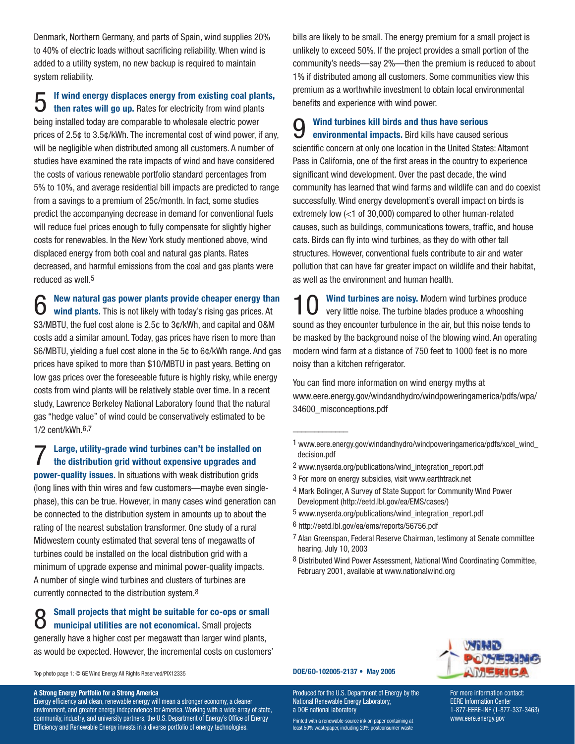Denmark, Northern Germany, and parts of Spain, wind supplies 20% to 40% of electric loads without sacrificing reliability. When wind is added to a utility system, no new backup is required to maintain system reliability.

**5 If wind energy displaces energy from existing coal plants, then rates will go up.** Rates for electricity from wind plants being installed today are comparable to wholesale electric power prices of 2.5¢ to 3.5¢/kWh. The incremental cost of wind power, if any, will be negligible when distributed among all customers. A number of studies have examined the rate impacts of wind and have considered the costs of various renewable portfolio standard percentages from 5% to 10%, and average residential bill impacts are predicted to range from a savings to a premium of 25¢/month. In fact, some studies predict the accompanying decrease in demand for conventional fuels will reduce fuel prices enough to fully compensate for slightly higher costs for renewables. In the New York study mentioned above, wind displaced energy from both coal and natural gas plants. Rates decreased, and harmful emissions from the coal and gas plants were reduced as well.[5]

**6 New natural gas power plants provide cheaper energy than wind plants.** This is not likely with today's rising gas prices. At $3/MBTU, the fuel cost alone is 2.5¢ to 3¢/kWh, and capital and O&M costs add a similar amount. Today, gas prices have risen to more than $6/MBTU, yielding a fuel cost alone in the 5¢ to 6¢/kWh range. And gas prices have spiked to more than $10/MBTU in past years. Betting on low gas prices over the foreseeable future is highly risky, while energy costs from wind plants will be relatively stable over time. In a recent study, Lawrence Berkeley National Laboratory found that the natural gas "hedge value" of wind could be conservatively estimated to be 1/2 cent/kWh.[6,7]

**7 Large, utility-grade wind turbines can't be installed on the distribution grid without expensive upgrades and power-quality issues.** In situations with weak distribution grids (long lines with thin wires and few customers—maybe even single-phase), this can be true. However, in many cases wind generation can be connected to the distribution system in amounts up to about the rating of the nearest substation transformer. One study of a rural Midwestern county estimated that several tens of megawatts of turbines could be installed on the local distribution grid with a minimum of upgrade expense and minimal power-quality impacts. A number of single wind turbines and clusters of turbines are currently connected to the distribution system.[8]

**8 Small projects that might be suitable for co-ops or small municipal utilities are not economical.** Small projects generally have a higher cost per megawatt than larger wind plants, as would be expected. However, the incremental costs on customers' bills are likely to be small. The energy premium for a small project is unlikely to exceed 50%. If the project provides a small portion of the community's needs—say 2%—then the premium is reduced to about 1% if distributed among all customers. Some communities view this premium as a worthwhile investment to obtain local environmental benefits and experience with wind power.

**9 Wind turbines kill birds and thus have serious environmental impacts.** Bird kills have caused serious scientific concern at only one location in the United States: Altamont Pass in California, one of the first areas in the country to experience significant wind development. Over the past decade, the wind community has learned that wind farms and wildlife can and do coexist successfully. Wind energy development's overall impact on birds is extremely low (<1 of 30,000) compared to other human-related causes, such as buildings, communications towers, traffic, and house cats. Birds can fly into wind turbines, as they do with other tall structures. However, conventional fuels contribute to air and water pollution that can have far greater impact on wildlife and their habitat, as well as the environment and human health.

**10 Wind turbines are noisy.** Modern wind turbines produce very little noise. The turbine blades produce a whooshing sound as they encounter turbulence in the air, but this noise tends to be masked by the background noise of the blowing wind. An operating modern wind farm at a distance of 750 feet to 1000 feet is no more noisy than a kitchen refrigerator.

You can find more information on wind energy myths at www.eere.energy.gov/windandhydro/windpoweringamerica/pdfs/wpa/34600_misconceptions.pdf

---

1 www.eere.energy.gov/windandhydro/windpoweringamerica/pdfs/xcel_wind_decision.pdf

2 www.nyserda.org/publications/wind_integration_report.pdf

3 For more on energy subsidies, visit www.earthtrack.net

4 Mark Bolinger, A Survey of State Support for Community Wind Power Development (http://eetd.lbl.gov/ea/EMS/cases/)

5 www.nyserda.org/publications/wind_integration_report.pdf

6 http://eetd.lbl.gov/ea/ems/reports/56756.pdf

7 Alan Greenspan, Federal Reserve Chairman, testimony at Senate committee hearing, July 10, 2003

8 Distributed Wind Power Assessment, National Wind Coordinating Committee, February 2001, available at www.nationalwind.org

Top photo page 1: © GE Wind Energy All Rights Reserved/PIX12335

**DOE/GO-102005-2137 • May 2005**

Wind Powering America

**A Strong Energy Portfolio for a Strong America**
Energy efficiency and clean, renewable energy will mean a stronger economy, a cleaner environment, and greater energy independence for America. Working with a wide array of state, community, industry, and university partners, the U.S. Department of Energy's Office of Energy Efficiency and Renewable Energy invests in a diverse portfolio of energy technologies.

Produced for the U.S. Department of Energy by the National Renewable Energy Laboratory, a DOE national laboratory

Printed with a renewable-source ink on paper containing at least 50% wastepaper, including 20% postconsumer waste

For more information contact:
EERE Information Center
1-877-EERE-INF (1-877-337-3463)
www.eere.energy.gov